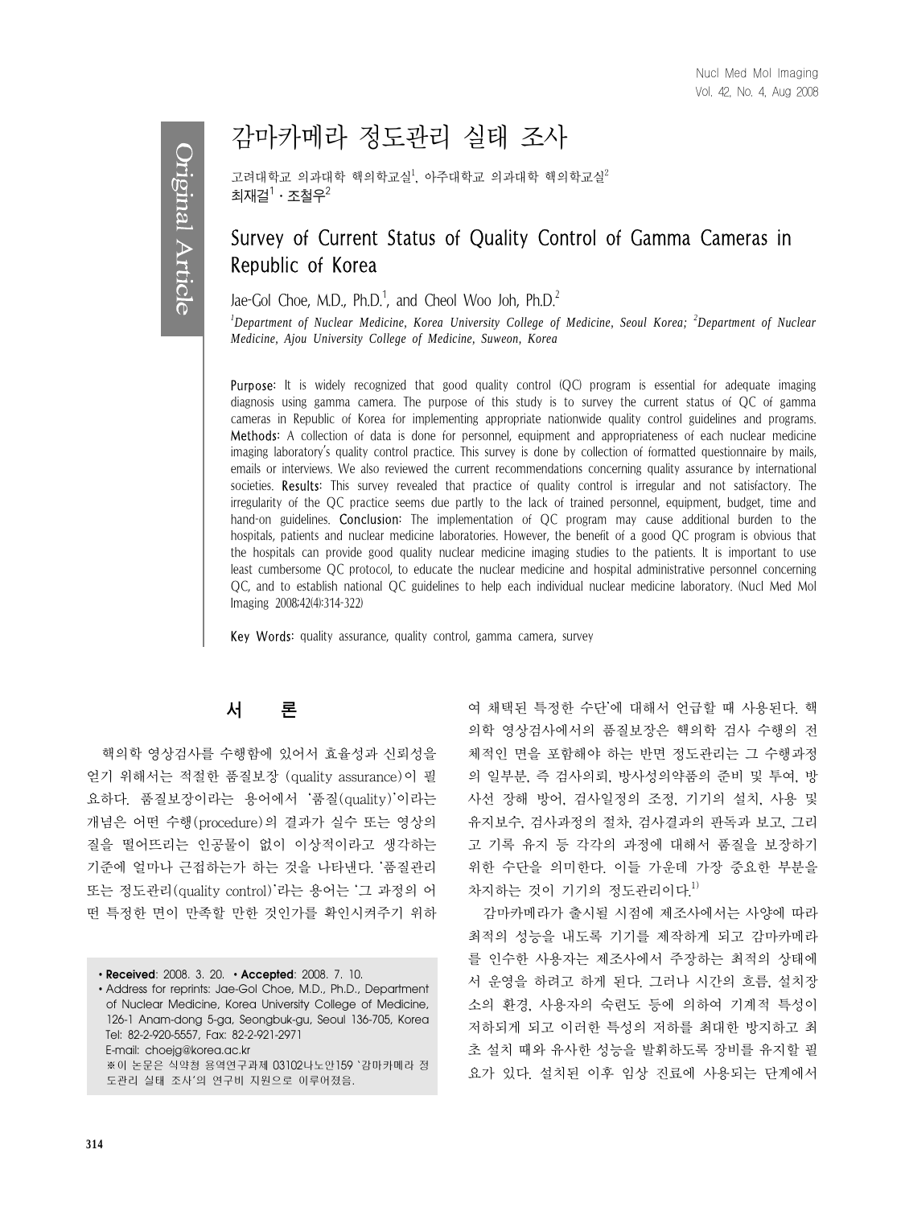Original Article

# 감마카메라 정도관리 실태 조사

고려대학교 의과대학 핵의학교실[1], 아주대학교 의과대학 핵의학교실[2]
최재걸[1] · 조철우[2]

# Survey of Current Status of Quality Control of Gamma Cameras in Republic of Korea

Jae-Gol Choe, M.D., Ph.D.[1], and Cheol Woo Joh, Ph.D.[2]

*[1]Department of Nuclear Medicine, Korea University College of Medicine, Seoul Korea; [2]Department of Nuclear Medicine, Ajou University College of Medicine, Suweon, Korea*

**Purpose:** It is widely recognized that good quality control (QC) program is essential for adequate imaging diagnosis using gamma camera. The purpose of this study is to survey the current status of QC of gamma cameras in Republic of Korea for implementing appropriate nationwide quality control guidelines and programs. **Methods:** A collection of data is done for personnel, equipment and appropriateness of each nuclear medicine imaging laboratory's quality control practice. This survey is done by collection of formatted questionnaire by mails, emails or interviews. We also reviewed the current recommendations concerning quality assurance by international societies. **Results:** This survey revealed that practice of quality control is irregular and not satisfactory. The irregularity of the QC practice seems due partly to the lack of trained personnel, equipment, budget, time and hand-on guidelines. **Conclusion:** The implementation of QC program may cause additional burden to the hospitals, patients and nuclear medicine laboratories. However, the benefit of a good QC program is obvious that the hospitals can provide good quality nuclear medicine imaging studies to the patients. It is important to use least cumbersome QC protocol, to educate the nuclear medicine and hospital administrative personnel concerning QC, and to establish national QC guidelines to help each individual nuclear medicine laboratory. (Nucl Med Mol Imaging 2008;42(4):314-322)

**Key Words:** quality assurance, quality control, gamma camera, survey

## 서 론

핵의학 영상검사를 수행함에 있어서 효율성과 신뢰성을 얻기 위해서는 적절한 품질보장 (quality assurance)이 필요하다. 품질보장이라는 용어에서 '품질(quality)'이라는 개념은 어떤 수행(procedure)의 결과가 실수 또는 영상의 질을 떨어뜨리는 인공물이 없이 이상적이라고 생각하는 기준에 얼마나 근접하는가 하는 것을 나타낸다. '품질관리 또는 정도관리(quality control)'라는 용어는 '그 과정의 어떤 특정한 면이 만족할 만한 것인가를 확인시켜주기 위하여 채택된 특정한 수단'에 대해서 언급할 때 사용된다. 핵의학 영상검사에서의 품질보장은 핵의학 검사 수행의 전체적인 면을 포함해야 하는 반면 정도관리는 그 수행과정의 일부분, 즉 검사의뢰, 방사성의약품의 준비 및 투여, 방사선 장해 방어, 검사일정의 조정, 기기의 설치, 사용 및 유지보수, 검사과정의 절차, 검사결과의 판독과 보고, 그리고 기록 유지 등 각각의 과정에 대해서 품질을 보장하기 위한 수단을 의미한다. 이들 가운데 가장 중요한 부분을 차지하는 것이 기기의 정도관리이다.[1)]

감마카메라가 출시될 시점에 제조사에서는 사양에 따라 최적의 성능을 내도록 기기를 제작하게 되고 감마카메라를 인수한 사용자는 제조사에서 주장하는 최적의 상태에서 운영을 하려고 하게 된다. 그러나 시간의 흐름, 설치장소의 환경, 사용자의 숙련도 등에 의하여 기계적 특성이 저하되게 되고 이러한 특성의 저하를 최대한 방지하고 최초 설치 때와 유사한 성능을 발휘하도록 장비를 유지할 필요가 있다. 설치된 이후 임상 진료에 사용되는 단계에서

- **Received**: 2008. 3. 20. • **Accepted**: 2008. 7. 10.
- Address for reprints: Jae-Gol Choe, M.D., Ph.D., Department of Nuclear Medicine, Korea University College of Medicine, 126-1 Anam-dong 5-ga, Seongbuk-gu, Seoul 136-705, Korea Tel: 82-2-920-5557, Fax: 82-2-921-2971 E-mail: choejg@korea.ac.kr
 ※이 논문은 식약청 용역연구과제 03102나노안159 '감마카메라 정도관리 실태 조사'의 연구비 지원으로 이루어졌음.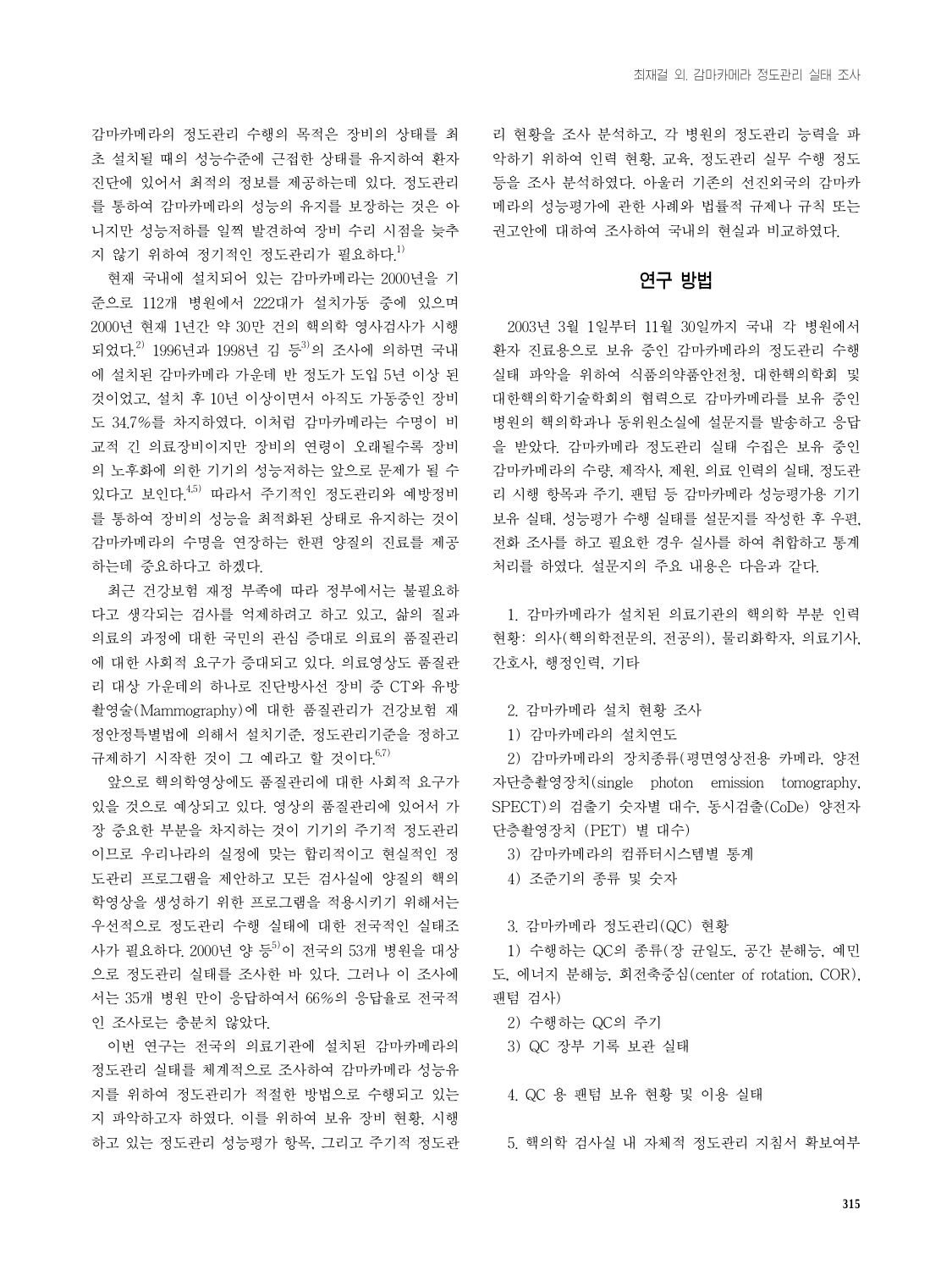감마카메라의 정도관리 수행의 목적은 장비의 상태를 최초 설치될 때의 성능수준에 근접한 상태를 유지하여 환자 진단에 있어서 최적의 정보를 제공하는데 있다. 정도관리를 통하여 감마카메라의 성능의 유지를 보장하는 것은 아니지만 성능저하를 일찍 발견하여 장비 수리 시점을 늦추지 않기 위하여 정기적인 정도관리가 필요하다.[1]

현재 국내에 설치되어 있는 감마카메라는 2000년을 기준으로 112개 병원에서 222대가 설치가동 중에 있으며 2000년 현재 1년간 약 30만 건의 핵의학 영사검사가 시행되었다.[2] 1996년과 1998년 김 등[3]의 조사에 의하면 국내에 설치된 감마카메라 가운데 반 정도가 도입 5년 이상 된 것이었고, 설치 후 10년 이상이면서 아직도 가동중인 장비도 34.7%를 차지하였다. 이처럼 감마카메라는 수명이 비교적 긴 의료장비이지만 장비의 연령이 오래될수록 장비의 노후화에 의한 기기의 성능저하는 앞으로 문제가 될 수 있다고 보인다.[4,5] 따라서 주기적인 정도관리와 예방정비를 통하여 장비의 성능을 최적화된 상태로 유지하는 것이 감마카메라의 수명을 연장하는 한편 양질의 진료를 제공하는데 중요하다고 하겠다.

최근 건강보험 재정 부족에 따라 정부에서는 불필요하다고 생각되는 검사를 억제하려고 하고 있고, 삶의 질과 의료의 과정에 대한 국민의 관심 증대로 의료의 품질관리에 대한 사회적 요구가 증대되고 있다. 의료영상도 품질관리 대상 가운데의 하나로 진단방사선 장비 중 CT와 유방촬영술(Mammography)에 대한 품질관리가 건강보험 재정안정특별법에 의해서 설치기준, 정도관리기준을 정하고 규제하기 시작한 것이 그 예라고 할 것이다.[6,7]

앞으로 핵의학영상에도 품질관리에 대한 사회적 요구가 있을 것으로 예상되고 있다. 영상의 품질관리에 있어서 가장 중요한 부분을 차지하는 것이 기기의 주기적 정도관리이므로 우리나라의 실정에 맞는 합리적이고 현실적인 정도관리 프로그램을 제안하고 모든 검사실에 양질의 핵의학영상을 생성하기 위한 프로그램을 적용시키기 위해서는 우선적으로 정도관리 수행 실태에 대한 전국적인 실태조사가 필요하다. 2000년 양 등[5]이 전국의 53개 병원을 대상으로 정도관리 실태를 조사한 바 있다. 그러나 이 조사에서는 35개 병원 만이 응답하여서 66%의 응답율로 전국적인 조사로는 충분치 않았다.

이번 연구는 전국의 의료기관에 설치된 감마카메라의 정도관리 실태를 체계적으로 조사하여 감마카메라 성능유지를 위하여 정도관리가 적절한 방법으로 수행되고 있는지 파악하고자 하였다. 이를 위하여 보유 장비 현황, 시행하고 있는 정도관리 성능평가 항목, 그리고 주기적 정도관리 현황을 조사 분석하고, 각 병원의 정도관리 능력을 파악하기 위하여 인력 현황, 교육, 정도관리 실무 수행 정도 등을 조사 분석하였다. 아울러 기존의 선진외국의 감마카메라의 성능평가에 관한 사례와 법률적 규제나 규칙 또는 권고안에 대하여 조사하여 국내의 현실과 비교하였다.

## 연구 방법

2003년 3월 1일부터 11월 30일까지 국내 각 병원에서 환자 진료용으로 보유 중인 감마카메라의 정도관리 수행 실태 파악을 위하여 식품의약품안전청, 대한핵의학회 및 대한핵의학기술학회의 협력으로 감마카메라를 보유 중인 병원의 핵의학과나 동위원소실에 설문지를 발송하고 응답을 받았다. 감마카메라 정도관리 실태 수집은 보유 중인 감마카메라의 수량, 제작사, 제원, 의료 인력의 실태, 정도관리 시행 항목과 주기, 팬텀 등 감마카메라 성능평가용 기기 보유 실태, 성능평가 수행 실태를 설문지를 작성한 후 우편, 전화 조사를 하고 필요한 경우 실사를 하여 취합하고 통계처리를 하였다. 설문지의 주요 내용은 다음과 같다.

1. 감마카메라가 설치된 의료기관의 핵의학 부분 인력 현황: 의사(핵의학전문의, 전공의), 물리화학자, 의료기사, 간호사, 행정인력, 기타

2. 감마카메라 설치 현황 조사
   1) 감마카메라의 설치연도
   2) 감마카메라의 장치종류(평면영상전용 카메라, 양전자단층촬영장치(single photon emission tomography, SPECT)의 검출기 숫자별 대수, 동시검출(CoDe) 양전자단층촬영장치 (PET) 별 대수)
   3) 감마카메라의 컴퓨터시스템별 통계
   4) 조준기의 종류 및 숫자

3. 감마카메라 정도관리(QC) 현황
   1) 수행하는 QC의 종류(장 균일도, 공간 분해능, 예민도, 에너지 분해능, 회전축중심(center of rotation, COR), 팬텀 검사)
   2) 수행하는 QC의 주기
   3) QC 장부 기록 보관 실태

4. QC 용 팬텀 보유 현황 및 이용 실태

5. 핵의학 검사실 내 자체적 정도관리 지침서 확보여부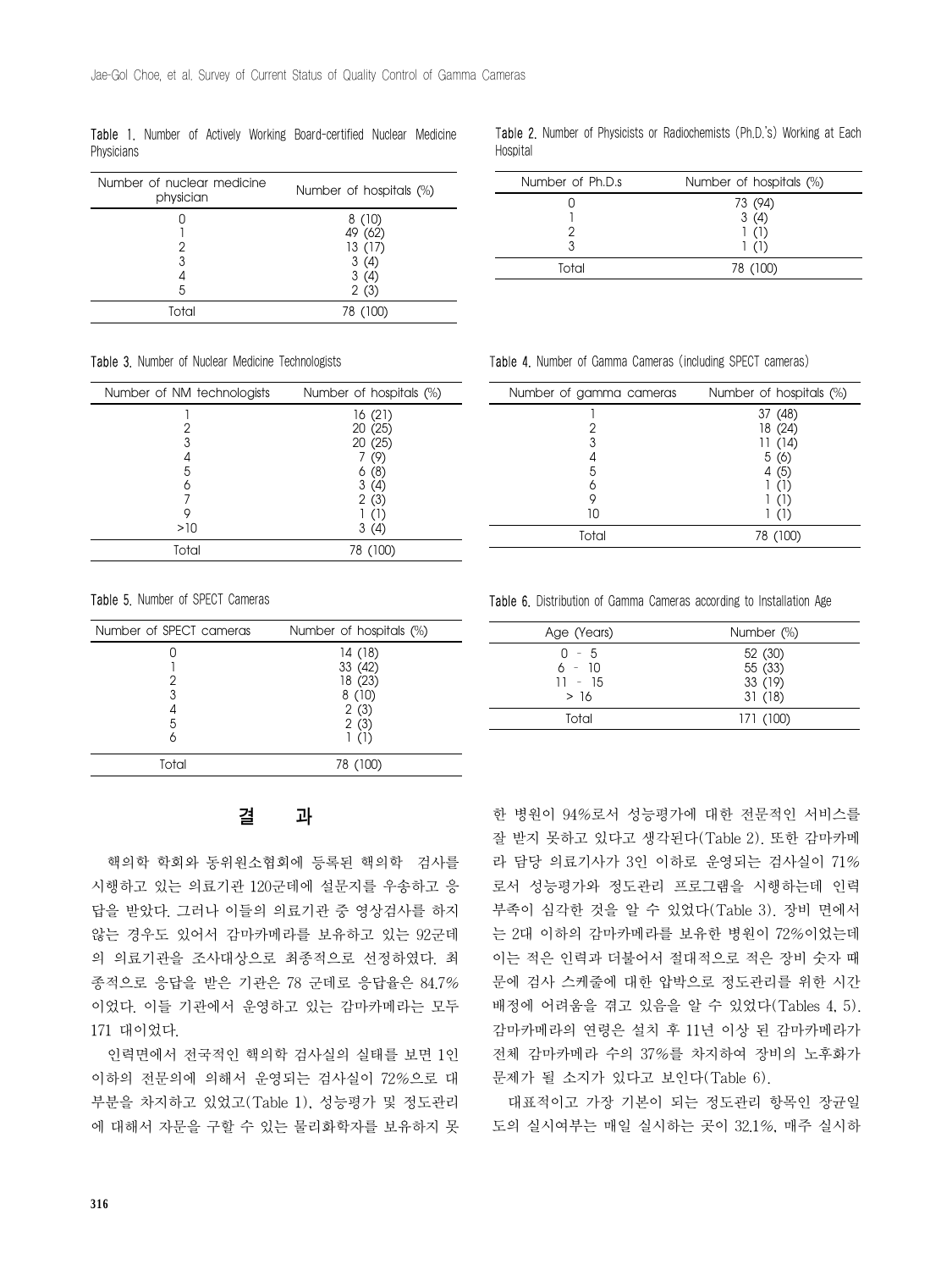Table 1. Number of Actively Working Board-certified Nuclear Medicine Physicians

| Number of nuclear medicine physician | Number of hospitals (%) |
|---|---|
| 0 | 8 (10) |
| 1 | 49 (62) |
| 2 | 13 (17) |
| 3 | 3 (4) |
| 4 | 3 (4) |
| 5 | 2 (3) |
| Total | 78 (100) |

Table 2. Number of Physicists or Radiochemists (Ph.D.'s) Working at Each Hospital

| Number of Ph.D.s | Number of hospitals (%) |
|---|---|
| 0 | 73 (94) |
| 1 | 3 (4) |
| 2 | 1 (1) |
| 3 | 1 (1) |
| Total | 78 (100) |

Table 3. Number of Nuclear Medicine Technologists

| Number of NM technologists | Number of hospitals (%) |
|---|---|
| 1 | 16 (21) |
| 2 | 20 (25) |
| 3 | 20 (25) |
| 4 | 7 (9) |
| 5 | 6 (8) |
| 6 | 3 (4) |
| 7 | 2 (3) |
| 9 | 1 (1) |
| >10 | 3 (4) |
| Total | 78 (100) |

Table 4. Number of Gamma Cameras (including SPECT cameras)

| Number of gamma cameras | Number of hospitals (%) |
|---|---|
| 1 | 37 (48) |
| 2 | 18 (24) |
| 3 | 11 (14) |
| 4 | 5 (6) |
| 5 | 4 (5) |
| 6 | 1 (1) |
| 9 | 1 (1) |
| 10 | 1 (1) |
| Total | 78 (100) |

Table 5. Number of SPECT Cameras

| Number of SPECT cameras | Number of hospitals (%) |
|---|---|
| 0 | 14 (18) |
| 1 | 33 (42) |
| 2 | 18 (23) |
| 3 | 8 (10) |
| 4 | 2 (3) |
| 5 | 2 (3) |
| 6 | 1 (1) |
| Total | 78 (100) |

Table 6. Distribution of Gamma Cameras according to Installation Age

| Age (Years) | Number (%) |
|---|---|
| 0 - 5 | 52 (30) |
| 6 - 10 | 55 (33) |
| 11 - 15 | 33 (19) |
| > 16 | 31 (18) |
| Total | 171 (100) |

## 결 과

핵의학 학회와 동위원소협회에 등록된 핵의학 검사를 시행하고 있는 의료기관 120군데에 설문지를 우송하고 응답을 받았다. 그러나 이들의 의료기관 중 영상검사를 하지 않는 경우도 있어서 감마카메라를 보유하고 있는 92군데의 의료기관을 조사대상으로 최종적으로 선정하였다. 최종적으로 응답을 받은 기관은 78 군데로 응답율은 84.7%이었다. 이들 기관에서 운영하고 있는 감마카메라는 모두 171 대이었다.

인력면에서 전국적인 핵의학 검사실의 실태를 보면 1인 이하의 전문의에 의해서 운영되는 검사실이 72%으로 대부분을 차지하고 있었고(Table 1), 성능평가 및 정도관리에 대해서 자문을 구할 수 있는 물리화학자를 보유하지 못한 병원이 94%로서 성능평가에 대한 전문적인 서비스를 잘 받지 못하고 있다고 생각된다(Table 2). 또한 감마카메라 담당 의료기사가 3인 이하로 운영되는 검사실이 71%로서 성능평가와 정도관리 프로그램을 시행하는데 인력부족이 심각한 것을 알 수 있었다(Table 3). 장비 면에서는 2대 이하의 감마카메라를 보유한 병원이 72%이었는데 이는 적은 인력과 더불어서 절대적으로 적은 장비 숫자 때문에 검사 스케줄에 대한 압박으로 정도관리를 위한 시간배정에 어려움을 겪고 있음을 알 수 있었다(Tables 4, 5). 감마카메라의 연령은 설치 후 11년 이상 된 감마카메라가 전체 감마카메라 수의 37%를 차지하여 장비의 노후화가 문제가 될 소지가 있다고 보인다(Table 6).

대표적이고 가장 기본이 되는 정도관리 항목인 장균일도의 실시여부는 매일 실시하는 곳이 32.1%, 매주 실시하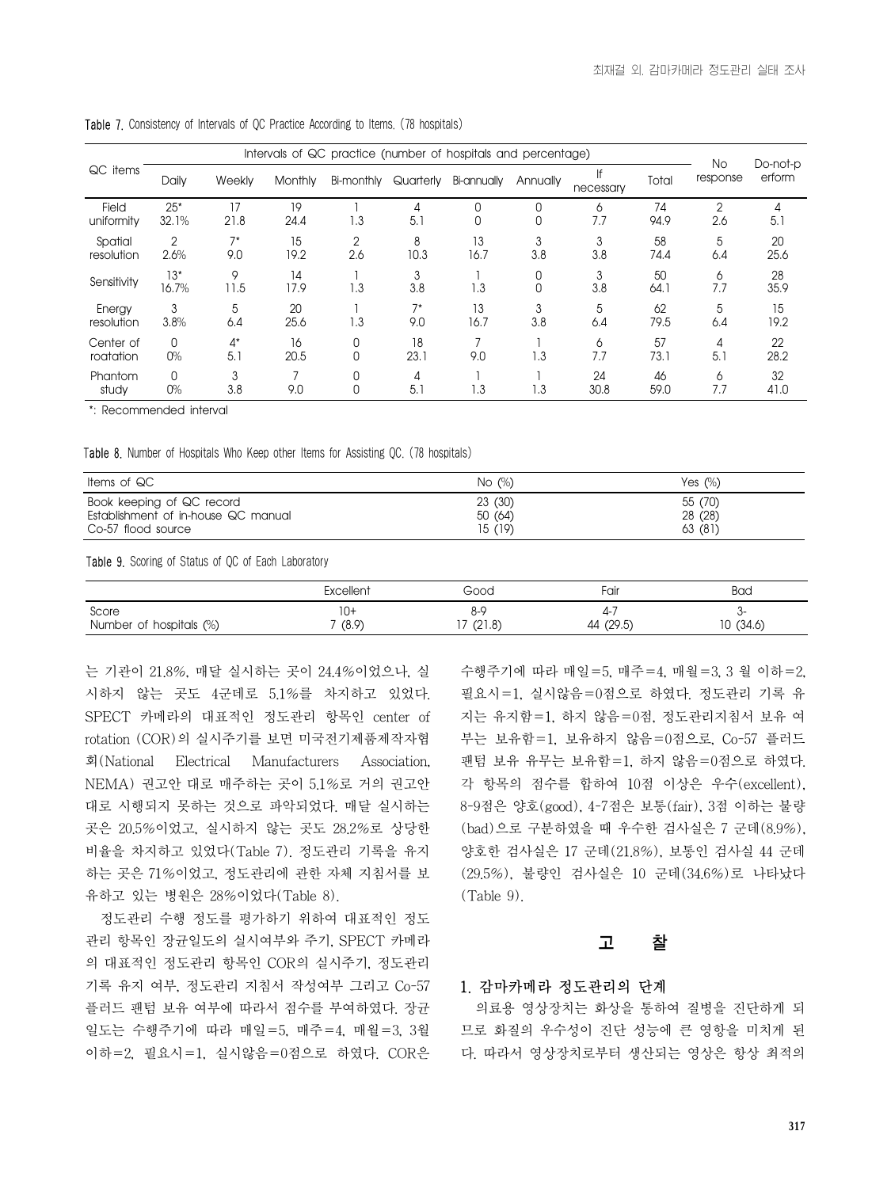**Table 7.** Consistency of Intervals of QC Practice According to Items. (78 hospitals)

| QC items | Intervals of QC practice (number of hospitals and percentage) | | | | | | | | | No response | Do-not-perform |
|---|---|---|---|---|---|---|---|---|---|---|---|
| | Daily | Weekly | Monthly | Bi-monthly | Quarterly | Bi-annually | Annually | If necessary | Total | | |
| Field uniformity | 25* 32.1% | 17 21.8 | 19 24.4 | 1 1.3 | 4 5.1 | 0 0 | 0 0 | 6 7.7 | 74 94.9 | 2 2.6 | 4 5.1 |
| Spatial resolution | 2 2.6% | 7* 9.0 | 15 19.2 | 2 2.6 | 8 10.3 | 13 16.7 | 3 3.8 | 3 3.8 | 58 74.4 | 5 6.4 | 20 25.6 |
| Sensitivity | 13* 16.7% | 9 11.5 | 14 17.9 | 1 1.3 | 3 3.8 | 1 1.3 | 0 0 | 3 3.8 | 50 64.1 | 6 7.7 | 28 35.9 |
| Energy resolution | 3 3.8% | 5 6.4 | 20 25.6 | 1 1.3 | 7* 9.0 | 13 16.7 | 3 3.8 | 5 6.4 | 62 79.5 | 5 6.4 | 15 19.2 |
| Center of roatation | 0 0% | 4* 5.1 | 16 20.5 | 0 0 | 18 23.1 | 7 9.0 | 1 1.3 | 6 7.7 | 57 73.1 | 4 5.1 | 22 28.2 |
| Phantom study | 0 0% | 3 3.8 | 7 9.0 | 0 0 | 4 5.1 | 1 1.3 | 1 1.3 | 24 30.8 | 46 59.0 | 6 7.7 | 32 41.0 |

*: Recommended interval

**Table 8.** Number of Hospitals Who Keep other Items for Assisting QC. (78 hospitals)

| Items of QC | No (%) | Yes (%) |
|---|---|---|
| Book keeping of QC record | 23 (30) | 55 (70) |
| Establishment of in-house QC manual | 50 (64) | 28 (28) |
| Co-57 flood source | 15 (19) | 63 (81) |

**Table 9.** Scoring of Status of QC of Each Laboratory

| | Excellent | Good | Fair | Bad |
|---|---|---|---|---|
| Score | 10+ | 8-9 | 4-7 | 3- |
| Number of hospitals (%) | 7 (8.9) | 17 (21.8) | 44 (29.5) | 10 (34.6) |

는 기관이 21.8%, 매달 실시하는 곳이 24.4%이었으나, 실시하지 않는 곳도 4군데로 5.1%를 차지하고 있었다. SPECT 카메라의 대표적인 정도관리 항목인 center of rotation (COR)의 실시주기를 보면 미국전기제품제작자협회(National Electrical Manufacturers Association, NEMA) 권고안 대로 매주하는 곳이 5.1%로 거의 권고안대로 시행되지 못하는 것으로 파악되었다. 매달 실시하는 곳은 20.5%이었고, 실시하지 않는 곳도 28.2%로 상당한 비율을 차지하고 있었다(Table 7). 정도관리 기록을 유지하는 곳은 71%이었고, 정도관리에 관한 자체 지침서를 보유하고 있는 병원은 28%이었다(Table 8).

정도관리 수행 정도를 평가하기 위하여 대표적인 정도관리 항목인 장균일도의 실시여부와 주기, SPECT 카메라의 대표적인 정도관리 항목인 COR의 실시주기, 정도관리 기록 유지 여부, 정도관리 지침서 작성여부 그리고 Co-57 플러드 팬텀 보유 여부에 따라서 점수를 부여하였다. 장균일도는 수행주기에 따라 매일=5, 매주=4, 매월=3, 3월 이하=2, 필요시=1, 실시않음=0점으로 하였다. COR은 수행주기에 따라 매일=5, 매주=4, 매월=3, 3 월 이하=2, 필요시=1, 실시않음=0점으로 하였다. 정도관리 기록 유지는 유지함=1, 하지 않음=0점, 정도관리지침서 보유 여부는 보유함=1, 보유하지 않음=0점으로, Co-57 플러드 팬텀 보유 유무는 보유함=1, 하지 않음=0점으로 하였다. 각 항목의 점수를 합하여 10점 이상은 우수(excellent), 8-9점은 양호(good), 4-7점은 보통(fair), 3점 이하는 불량(bad)으로 구분하였을 때 우수한 검사실은 7 군데(8.9%), 양호한 검사실은 17 군데(21.8%), 보통인 검사실 44 군데(29.5%), 불량인 검사실은 10 군데(34.6%)로 나타났다(Table 9).

## 고 찰

### 1. 감마카메라 정도관리의 단계

의료용 영상장치는 화상을 통하여 질병을 진단하게 되므로 화질의 우수성이 진단 성능에 큰 영향을 미치게 된다. 따라서 영상장치로부터 생산되는 영상은 항상 최적의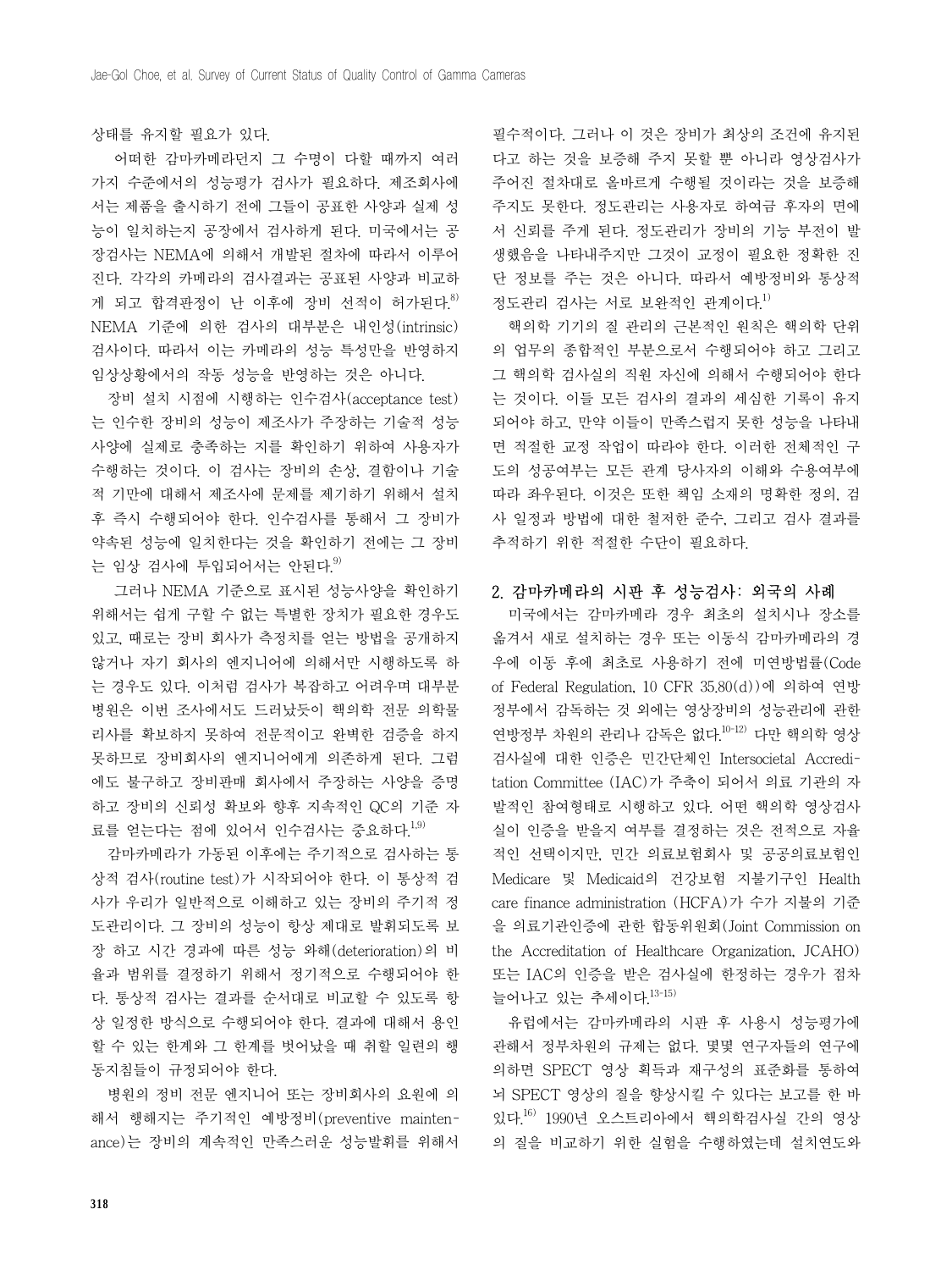상태를 유지할 필요가 있다.

어떠한 감마카메라던지 그 수명이 다할 때까지 여러 가지 수준에서의 성능평가 검사가 필요하다. 제조회사에서는 제품을 출시하기 전에 그들이 공표한 사양과 실제 성능이 일치하는지 공장에서 검사하게 된다. 미국에서는 공장검사는 NEMA에 의해서 개발된 절차에 따라서 이루어진다. 각각의 카메라의 검사결과는 공표된 사양과 비교하게 되고 합격판정이 난 이후에 장비 선적이 허가된다.[8] NEMA 기준에 의한 검사의 대부분은 내인성(intrinsic) 검사이다. 따라서 이는 카메라의 성능 특성만을 반영하지 임상상황에서의 작동 성능을 반영하는 것은 아니다.

장비 설치 시점에 시행하는 인수검사(acceptance test)는 인수한 장비의 성능이 제조사가 주장하는 기술적 성능 사양에 실제로 충족하는 지를 확인하기 위하여 사용자가 수행하는 것이다. 이 검사는 장비의 손상, 결함이나 기술적 기만에 대해서 제조사에 문제를 제기하기 위해서 설치 후 즉시 수행되어야 한다. 인수검사를 통해서 그 장비가 약속된 성능에 일치한다는 것을 확인하기 전에는 그 장비는 임상 검사에 투입되어서는 안된다.[9]

그러나 NEMA 기준으로 표시된 성능사양을 확인하기 위해서는 쉽게 구할 수 없는 특별한 장치가 필요한 경우도 있고, 때로는 장비 회사가 측정치를 얻는 방법을 공개하지 않거나 자기 회사의 엔지니어에 의해서만 시행하도록 하는 경우도 있다. 이처럼 검사가 복잡하고 어려우며 대부분 병원은 이번 조사에서도 드러났듯이 핵의학 전문 의학물리사를 확보하지 못하여 전문적이고 완벽한 검증을 하지 못하므로 장비회사의 엔지니어에게 의존하게 된다. 그럼에도 불구하고 장비판매 회사에서 주장하는 사양을 증명하고 장비의 신뢰성 확보와 향후 지속적인 QC의 기준 자료를 얻는다는 점에 있어서 인수검사는 중요하다.[1,9]

감마카메라가 가동된 이후에는 주기적으로 검사하는 통상적 검사(routine test)가 시작되어야 한다. 이 통상적 검사가 우리가 일반적으로 이해하고 있는 장비의 주기적 정도관리이다. 그 장비의 성능이 항상 제대로 발휘되도록 보장 하고 시간 경과에 따른 성능 와해(deterioration)의 비율과 범위를 결정하기 위해서 정기적으로 수행되어야 한다. 통상적 검사는 결과를 순서대로 비교할 수 있도록 항상 일정한 방식으로 수행되어야 한다. 결과에 대해서 용인할 수 있는 한계와 그 한계를 벗어났을 때 취할 일련의 행동지침들이 규정되어야 한다.

병원의 정비 전문 엔지니어 또는 장비회사의 요원에 의해서 행해지는 주기적인 예방정비(preventive maintenance)는 장비의 계속적인 만족스러운 성능발휘를 위해서 필수적이다. 그러나 이 것은 장비가 최상의 조건에 유지된다고 하는 것을 보증해 주지 못할 뿐 아니라 영상검사가 주어진 절차대로 올바르게 수행될 것이라는 것을 보증해 주지도 못한다. 정도관리는 사용자로 하여금 후자의 면에서 신뢰를 주게 된다. 정도관리가 장비의 기능 부전이 발생했음을 나타내주지만 그것이 교정이 필요한 정확한 진단 정보를 주는 것은 아니다. 따라서 예방정비와 통상적 정도관리 검사는 서로 보완적인 관계이다.[1]

핵의학 기기의 질 관리의 근본적인 원칙은 핵의학 단위의 업무의 종합적인 부분으로서 수행되어야 하고 그리고 그 핵의학 검사실의 직원 자신에 의해서 수행되어야 한다는 것이다. 이들 모든 검사의 결과의 세심한 기록이 유지되어야 하고, 만약 이들이 만족스럽지 못한 성능을 나타내면 적절한 교정 작업이 따라야 한다. 이러한 전체적인 구도의 성공여부는 모든 관계 당사자의 이해와 수용여부에 따라 좌우된다. 이것은 또한 책임 소재의 명확한 정의, 검사 일정과 방법에 대한 철저한 준수, 그리고 검사 결과를 추적하기 위한 적절한 수단이 필요하다.

## 2. 감마카메라의 시판 후 성능검사: 외국의 사례

미국에서는 감마카메라 경우 최초의 설치시나 장소를 옮겨서 새로 설치하는 경우 또는 이동식 감마카메라의 경우에 이동 후에 최초로 사용하기 전에 미연방법률(Code of Federal Regulation, 10 CFR 35.80(d))에 의하여 연방정부에서 감독하는 것 외에는 영상장비의 성능관리에 관한 연방정부 차원의 관리나 감독은 없다.[10-12] 다만 핵의학 영상검사실에 대한 인증은 민간단체인 Intersocietal Accreditation Committee (IAC)가 주축이 되어서 의료 기관의 자발적인 참여형태로 시행하고 있다. 어떤 핵의학 영상검사실이 인증을 받을지 여부를 결정하는 것은 전적으로 자율적인 선택이지만, 민간 의료보험회사 및 공공의료보험인 Medicare 및 Medicaid의 건강보험 지불기구인 Health care finance administration (HCFA)가 수가 지불의 기준을 의료기관인증에 관한 합동위원회(Joint Commission on the Accreditation of Healthcare Organization, JCAHO) 또는 IAC의 인증을 받은 검사실에 한정하는 경우가 점차 늘어나고 있는 추세이다.[13-15]

유럽에서는 감마카메라의 시판 후 사용시 성능평가에 관해서 정부차원의 규제는 없다. 몇몇 연구자들의 연구에 의하면 SPECT 영상 획득과 재구성의 표준화를 통하여 뇌 SPECT 영상의 질을 향상시킬 수 있다는 보고를 한 바 있다.[16] 1990년 오스트리아에서 핵의학검사실 간의 영상의 질을 비교하기 위한 실험을 수행하였는데 설치연도와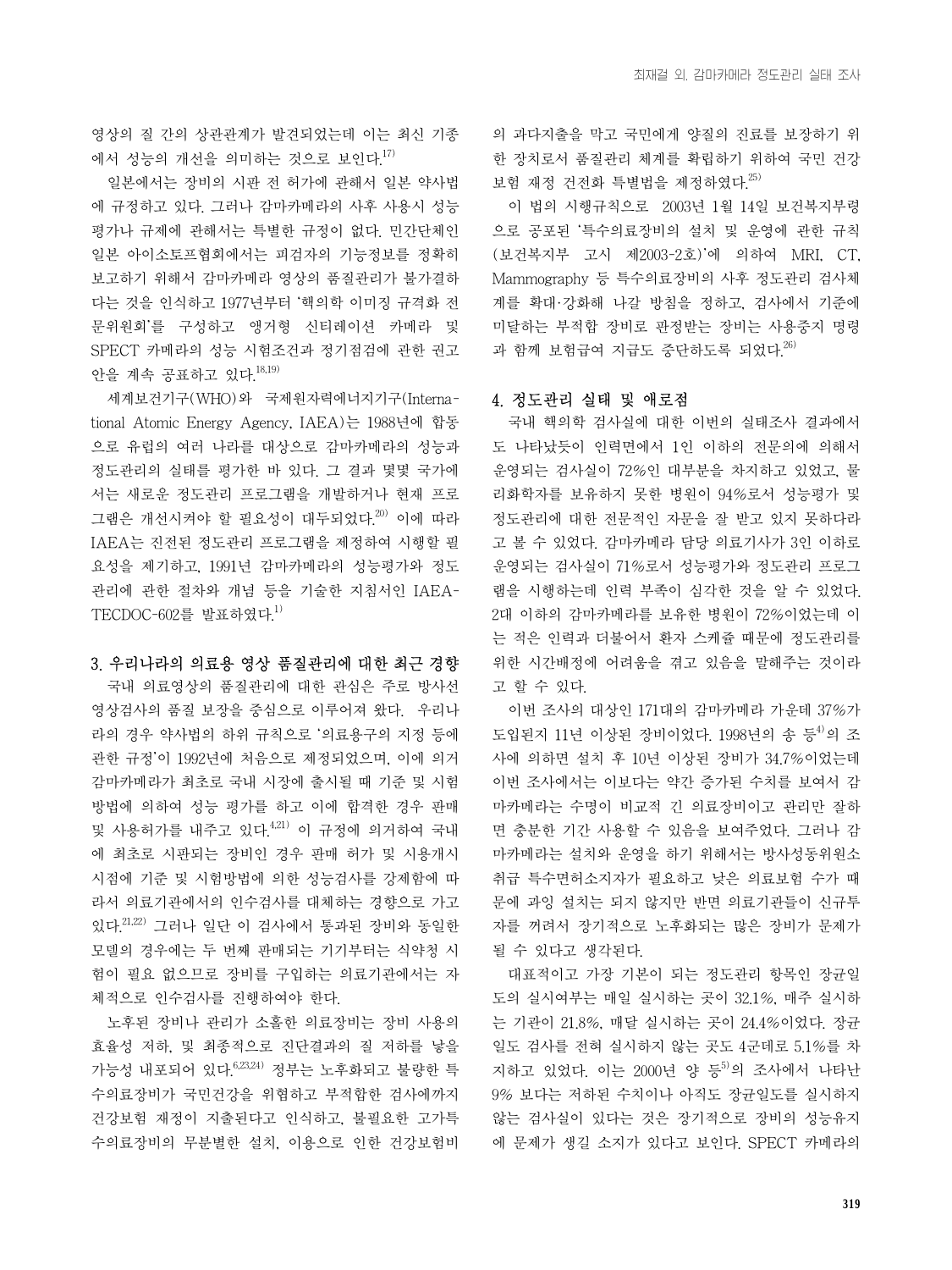영상의 질 간의 상관관계가 발견되었는데 이는 최신 기종에서 성능의 개선을 의미하는 것으로 보인다.[17]

일본에서는 장비의 시판 전 허가에 관해서 일본 약사법에 규정하고 있다. 그러나 감마카메라의 사후 사용시 성능평가나 규제에 관해서는 특별한 규정이 없다. 민간단체인 일본 아이소토프협회에서는 피검자의 기능정보를 정확히 보고하기 위해서 감마카메라 영상의 품질관리가 불가결하다는 것을 인식하고 1977년부터 '핵의학 이미징 규격화 전문위원회'를 구성하고 앵거형 신티레이션 카메라 및 SPECT 카메라의 성능 시험조건과 정기점검에 관한 권고안을 계속 공표하고 있다.[18,19]

세계보건기구(WHO)와 국제원자력에너지기구(International Atomic Energy Agency, IAEA)는 1988년에 합동으로 유럽의 여러 나라를 대상으로 감마카메라의 성능과 정도관리의 실태를 평가한 바 있다. 그 결과 몇몇 국가에서는 새로운 정도관리 프로그램을 개발하거나 현재 프로그램은 개선시켜야 할 필요성이 대두되었다.[20] 이에 따라 IAEA는 진전된 정도관리 프로그램을 제정하여 시행할 필요성을 제기하고, 1991년 감마카메라의 성능평가와 정도관리에 관한 절차와 개념 등을 기술한 지침서인 IAEA-TECDOC-602를 발표하였다.[1]

## 3. 우리나라의 의료용 영상 품질관리에 대한 최근 경향

국내 의료영상의 품질관리에 대한 관심은 주로 방사선영상검사의 품질 보장을 중심으로 이루어져 왔다. 우리나라의 경우 약사법의 하위 규칙으로 '의료용구의 지정 등에 관한 규정'이 1992년에 처음으로 제정되었으며, 이에 의거 감마카메라가 최초로 국내 시장에 출시될 때 기준 및 시험방법에 의하여 성능 평가를 하고 이에 합격한 경우 판매 및 사용허가를 내주고 있다.[4,21] 이 규정에 의거하여 국내에 최초로 시판되는 장비인 경우 판매 허가 및 사용개시 시점에 기준 및 시험방법에 의한 성능검사를 강제함에 따라서 의료기관에서의 인수검사를 대체하는 경향으로 가고 있다.[21,22] 그러나 일단 이 검사에서 통과된 장비와 동일한 모델의 경우에는 두 번째 판매되는 기기부터는 식약청 시험이 필요 없으므로 장비를 구입하는 의료기관에서는 자체적으로 인수검사를 진행하여야 한다.

노후된 장비나 관리가 소홀한 의료장비는 장비 사용의 효율성 저하, 및 최종적으로 진단결과의 질 저하를 낳을 가능성 내포되어 있다.[6,23,24] 정부는 노후화되고 불량한 특수의료장비가 국민건강을 위협하고 부적합한 검사에까지 건강보험 재정이 지출된다고 인식하고, 불필요한 고가특수의료장비의 무분별한 설치, 이용으로 인한 건강보험비의 과다지출을 막고 국민에게 양질의 진료를 보장하기 위한 장치로서 품질관리 체계를 확립하기 위하여 국민 건강보험 재정 건전화 특별법을 제정하였다.[25]

이 법의 시행규칙으로 2003년 1월 14일 보건복지부령으로 공포된 '특수의료장비의 설치 및 운영에 관한 규칙(보건복지부 고시 제2003-2호)'에 의하여 MRI, CT, Mammography 등 특수의료장비의 사후 정도관리 검사체계를 확대·강화해 나갈 방침을 정하고, 검사에서 기준에 미달하는 부적합 장비로 판정받는 장비는 사용중지 명령과 함께 보험급여 지급도 중단하도록 되었다.[26]

## 4. 정도관리 실태 및 애로점

국내 핵의학 검사실에 대한 이번의 실태조사 결과에서도 나타났듯이 인력면에서 1인 이하의 전문의에 의해서 운영되는 검사실이 72%인 대부분을 차지하고 있었고, 물리화학자를 보유하지 못한 병원이 94%로서 성능평가 및 정도관리에 대한 전문적인 자문을 잘 받고 있지 못하다라고 볼 수 있었다. 감마카메라 담당 의료기사가 3인 이하로 운영되는 검사실이 71%로서 성능평가와 정도관리 프로그램을 시행하는데 인력 부족이 심각한 것을 알 수 있었다. 2대 이하의 감마카메라를 보유한 병원이 72%이었는데 이는 적은 인력과 더불어서 환자 스케쥴 때문에 정도관리를 위한 시간배정에 어려움을 겪고 있음을 말해주는 것이라고 할 수 있다.

이번 조사의 대상인 171대의 감마카메라 가운데 37%가 도입된지 11년 이상된 장비이었다. 1998년의 송 등[4]의 조사에 의하면 설치 후 10년 이상된 장비가 34.7%이었는데 이번 조사에서는 이보다는 약간 증가된 수치를 보여서 감마카메라는 수명이 비교적 긴 의료장비이고 관리만 잘하면 충분한 기간 사용할 수 있음을 보여주었다. 그러나 감마카메라는 설치와 운영을 하기 위해서는 방사성동위원소 취급 특수면허소지자가 필요하고 낮은 의료보험 수가 때문에 과잉 설치는 되지 않지만 반면 의료기관들이 신규투자를 꺼려서 장기적으로 노후화되는 많은 장비가 문제가 될 수 있다고 생각된다.

대표적이고 가장 기본이 되는 정도관리 항목인 장균일도의 실시여부는 매일 실시하는 곳이 32.1%, 매주 실시하는 기관이 21.8%, 매달 실시하는 곳이 24.4%이었다. 장균일도 검사를 전혀 실시하지 않는 곳도 4군데로 5.1%를 차지하고 있었다. 이는 2000년 양 등[5]의 조사에서 나타난 9% 보다는 저하된 수치이나 아직도 장균일도를 실시하지 않는 검사실이 있다는 것은 장기적으로 장비의 성능유지에 문제가 생길 소지가 있다고 보인다. SPECT 카메라의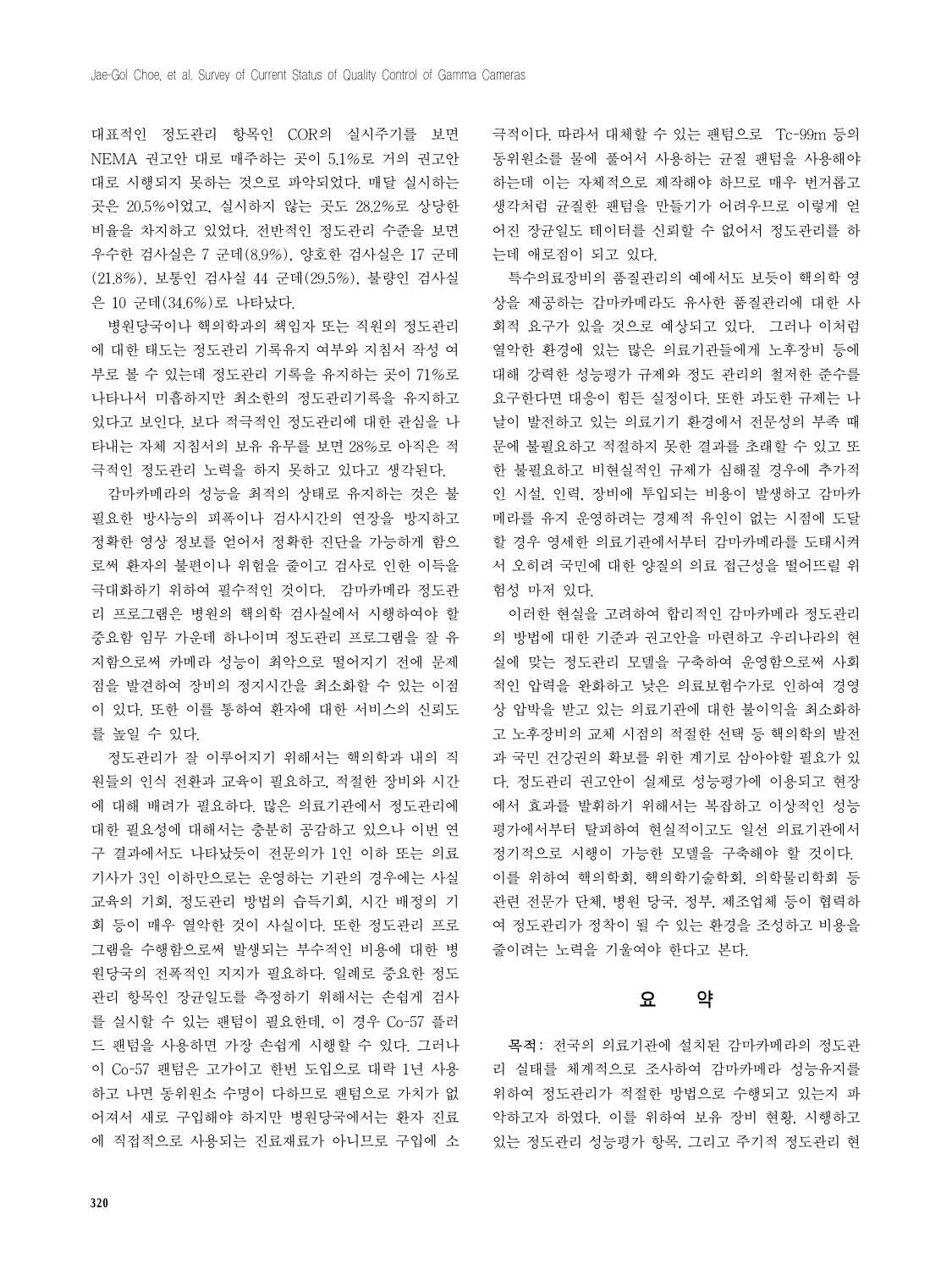대표적인 정도관리 항목인 COR의 실시주기를 보면 NEMA 권고안 대로 매주하는 곳이 5.1%로 거의 권고안 대로 시행되지 못하는 것으로 파악되었다. 매달 실시하는 곳은 20.5%이었고, 실시하지 않는 곳도 28.2%로 상당한 비율을 차지하고 있었다. 전반적인 정도관리 수준을 보면 우수한 검사실은 7 군데(8.9%), 양호한 검사실은 17 군데(21.8%), 보통인 검사실 44 군데(29.5%), 불량인 검사실은 10 군데(34.6%)로 나타났다.

병원당국이나 핵의학과의 책임자 또는 직원의 정도관리에 대한 태도는 정도관리 기록유지 여부와 지침서 작성 여부로 볼 수 있는데 정도관리 기록을 유지하는 곳이 71%로 나타나서 미흡하지만 최소한의 정도관리기록을 유지하고 있다고 보인다. 보다 적극적인 정도관리에 대한 관심을 나타내는 자체 지침서의 보유 유무를 보면 28%로 아직은 적극적인 정도관리 노력을 하지 못하고 있다고 생각된다.

감마카메라의 성능을 최적의 상태로 유지하는 것은 불필요한 방사능의 피폭이나 검사시간의 연장을 방지하고 정확한 영상 정보를 얻어서 정확한 진단을 가능하게 함으로써 환자의 불편이나 위험을 줄이고 검사로 인한 이득을 극대화하기 위하여 필수적인 것이다. 감마카메라 정도관리 프로그램은 병원의 핵의학 검사실에서 시행하여야 할 중요함 임무 가운데 하나이며 정도관리 프로그램을 잘 유지함으로써 카메라 성능이 최악으로 떨어지기 전에 문제점을 발견하여 장비의 정지시간을 최소화할 수 있는 이점이 있다. 또한 이를 통하여 환자에 대한 서비스의 신뢰도를 높일 수 있다.

정도관리가 잘 이루어지기 위해서는 핵의학과 내의 직원들의 인식 전환과 교육이 필요하고, 적절한 장비와 시간에 대해 배려가 필요하다. 많은 의료기관에서 정도관리에 대한 필요성에 대해서는 충분히 공감하고 있으나 이번 연구 결과에서도 나타났듯이 전문의가 1인 이하 또는 의료기사가 3인 이하만으로는 운영하는 기관의 경우에는 사실 교육의 기회, 정도관리 방법의 습득기회, 시간 배정의 기회 등이 매우 열악한 것이 사실이다. 또한 정도관리 프로그램을 수행함으로써 발생되는 부수적인 비용에 대한 병원당국의 전폭적인 지지가 필요하다. 일례로 중요한 정도관리 항목인 장균일도를 측정하기 위해서는 손쉽게 검사를 실시할 수 있는 팬텀이 필요한데, 이 경우 Co-57 플러드 팬텀을 사용하면 가장 손쉽게 시행할 수 있다. 그러나 이 Co-57 팬텀은 고가이고 한번 도입으로 대략 1년 사용하고 나면 동위원소 수명이 다하므로 팬텀으로 가치가 없어져서 새로 구입해야 하지만 병원당국에서는 환자 진료에 직접적으로 사용되는 진료재료가 아니므로 구입에 소극적이다. 따라서 대체할 수 있는 팬텀으로 Tc-99m 등의 동위원소를 물에 풀어서 사용하는 균질 팬텀을 사용해야 하는데 이는 자체적으로 제작해야 하므로 매우 번거롭고 생각처럼 균질한 팬텀을 만들기가 어려우므로 이렇게 얻어진 장균일도 테이터를 신뢰할 수 없어서 정도관리를 하는데 애로점이 되고 있다.

특수의료장비의 품질관리의 예에서도 보듯이 핵의학 영상을 제공하는 감마카메라도 유사한 품질관리에 대한 사회적 요구가 있을 것으로 예상되고 있다. 그러나 이처럼 열악한 환경에 있는 많은 의료기관들에게 노후장비 등에 대해 강력한 성능평가 규제와 정도 관리의 철저한 준수를 요구한다면 대응이 힘든 실정이다. 또한 과도한 규제는 나날이 발전하고 있는 의료기기 환경에서 전문성의 부족 때문에 불필요하고 적절하지 못한 결과를 초래할 수 있고 또한 불필요하고 비현실적인 규제가 심해질 경우에 추가적인 시설, 인력, 장비에 투입되는 비용이 발생하고 감마카메라를 유지 운영하려는 경제적 유인이 없는 시점에 도달할 경우 영세한 의료기관에서부터 감마카메라를 도태시켜서 오히려 국민에 대한 양질의 의료 접근성을 떨어뜨릴 위험성 마저 있다.

이러한 현실을 고려하여 합리적인 감마카메라 정도관리의 방법에 대한 기준과 권고안을 마련하고 우리나라의 현실에 맞는 정도관리 모델을 구축하여 운영함으로써 사회적인 압력을 완화하고 낮은 의료보험수가로 인하여 경영상 압박을 받고 있는 의료기관에 대한 불이익을 최소화하고 노후장비의 교체 시점의 적절한 선택 등 핵의학의 발전과 국민 건강권의 확보를 위한 계기로 삼아야할 필요가 있다. 정도관리 권고안이 실제로 성능평가에 이용되고 현장에서 효과를 발휘하기 위해서는 복잡하고 이상적인 성능평가에서부터 탈피하여 현실적이고도 일선 의료기관에서 정기적으로 시행이 가능한 모델을 구축해야 할 것이다. 이를 위하여 핵의학회, 핵의학기술학회, 의학물리학회 등 관련 전문가 단체, 병원 당국, 정부, 제조업체 등이 협력하여 정도관리가 정착이 될 수 있는 환경을 조성하고 비용을 줄이려는 노력을 기울여야 한다고 본다.

## 요 약

**목적**: 전국의 의료기관에 설치된 감마카메라의 정도관리 실태를 체계적으로 조사하여 감마카메라 성능유지를 위하여 정도관리가 적절한 방법으로 수행되고 있는지 파악하고자 하였다. 이를 위하여 보유 장비 현황, 시행하고 있는 정도관리 성능평가 항목, 그리고 주기적 정도관리 현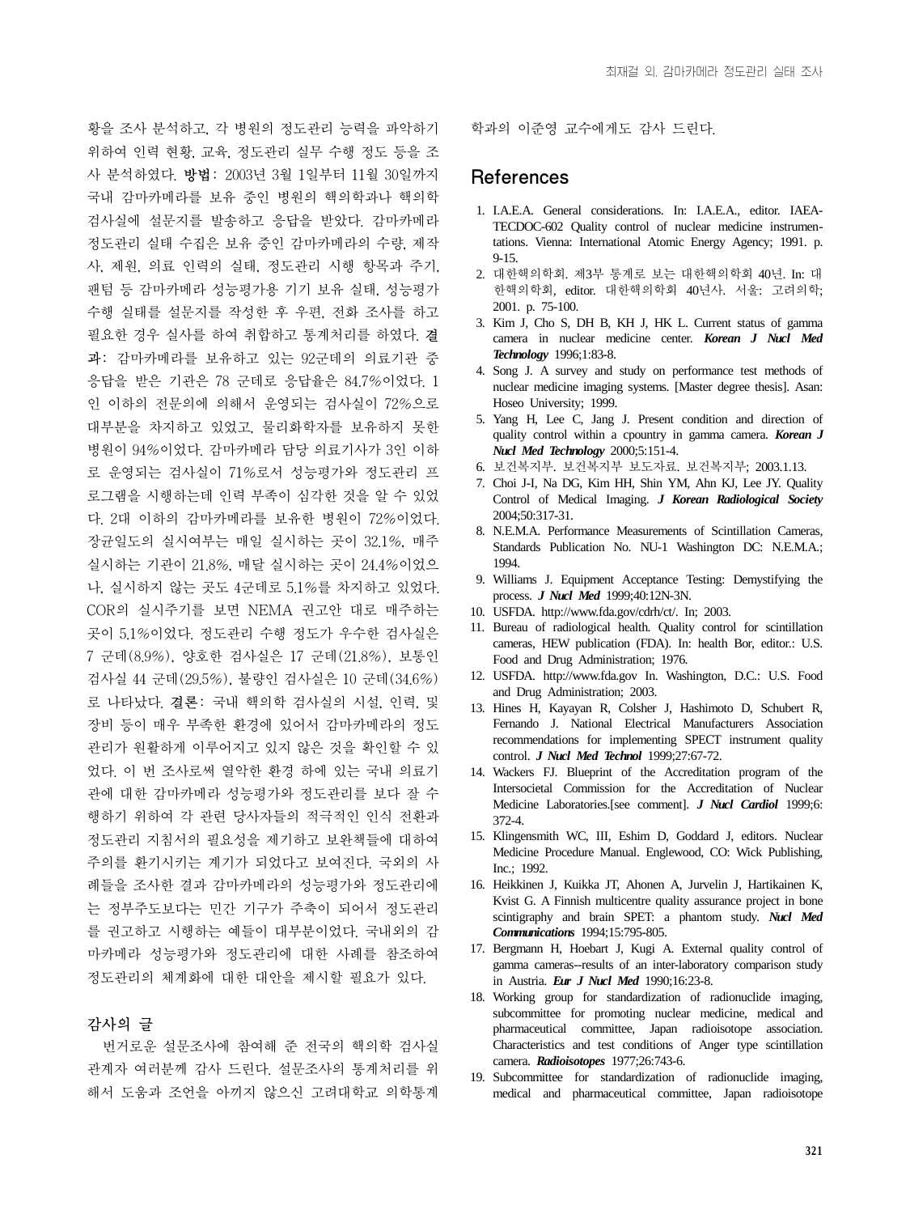황을 조사 분석하고, 각 병원의 정도관리 능력을 파악하기 위하여 인력 현황, 교육, 정도관리 실무 수행 정도 등을 조사 분석하였다. **방법**: 2003년 3월 1일부터 11월 30일까지 국내 감마카메라를 보유 중인 병원의 핵의학과나 핵의학 검사실에 설문지를 발송하고 응답을 받았다. 감마카메라 정도관리 실태 수집은 보유 중인 감마카메라의 수량, 제작사, 제원, 의료 인력의 실태, 정도관리 시행 항목과 주기, 팬텀 등 감마카메라 성능평가용 기기 보유 실태, 성능평가 수행 실태를 설문지를 작성한 후 우편, 전화 조사를 하고 필요한 경우 실사를 하여 취합하고 통계처리를 하였다. **결과**: 감마카메라를 보유하고 있는 92군데의 의료기관 중 응답을 받은 기관은 78 군데로 응답율은 84.7%이었다. 1인 이하의 전문의에 의해서 운영되는 검사실이 72%으로 대부분을 차지하고 있었고, 물리화학자를 보유하지 못한 병원이 94%이었다. 감마카메라 담당 의료기사가 3인 이하로 운영되는 검사실이 71%로서 성능평가와 정도관리 프로그램을 시행하는데 인력 부족이 심각한 것을 알 수 있었다. 2대 이하의 감마카메라를 보유한 병원이 72%이었다. 장균일도의 실시여부는 매일 실시하는 곳이 32.1%, 매주 실시하는 기관이 21.8%, 매달 실시하는 곳이 24.4%이었으나, 실시하지 않는 곳도 4군데로 5.1%를 차지하고 있었다. COR의 실시주기를 보면 NEMA 권고안 대로 매주하는 곳이 5.1%이었다. 정도관리 수행 정도가 우수한 검사실은 7 군데(8.9%), 양호한 검사실은 17 군데(21.8%), 보통인 검사실 44 군데(29.5%), 불량인 검사실은 10 군데(34.6%)로 나타났다. **결론**: 국내 핵의학 검사실의 시설, 인력, 및 장비 등이 매우 부족한 환경에 있어서 감마카메라의 정도관리가 원활하게 이루어지고 있지 않은 것을 확인할 수 있었다. 이 번 조사로써 열악한 환경 하에 있는 국내 의료기관에 대한 감마카메라 성능평가와 정도관리를 보다 잘 수행하기 위하여 각 관련 당사자들의 적극적인 인식 전환과 정도관리 지침서의 필요성을 제기하고 보완책들에 대하여 주의를 환기시키는 계기가 되었다고 보여진다. 국외의 사례들을 조사한 결과 감마카메라의 성능평가와 정도관리에는 정부주도보다는 민간 기구가 주축이 되어서 정도관리를 권고하고 시행하는 예들이 대부분이었다. 국내외의 감마카메라 성능평가와 정도관리에 대한 사례를 참조하여 정도관리의 체계화에 대한 대안을 제시할 필요가 있다.

## 감사의 글

번거로운 설문조사에 참여해 준 전국의 핵의학 검사실 관계자 여러분께 감사 드린다. 설문조사의 통계처리를 위해서 도움과 조언을 아끼지 않으신 고려대학교 의학통계학과의 이준영 교수에게도 감사 드린다.

## References

1. I.A.E.A. General considerations. In: I.A.E.A., editor. IAEA-TECDOC-602 Quality control of nuclear medicine instrumentations. Vienna: International Atomic Energy Agency; 1991. p. 9-15.
2. 대한핵의학회. 제3부 통계로 보는 대한핵의학회 40년. In: 대한핵의학회, editor. 대한핵의학회 40년사. 서울: 고려의학; 2001. p. 75-100.
3. Kim J, Cho S, DH B, KH J, HK L. Current status of gamma camera in nuclear medicine center. ***Korean J Nucl Med Technology*** 1996;1:83-8.
4. Song J. A survey and study on performance test methods of nuclear medicine imaging systems. [Master degree thesis]. Asan: Hoseo University; 1999.
5. Yang H, Lee C, Jang J. Present condition and direction of quality control within a cpountry in gamma camera. ***Korean J Nucl Med Technology*** 2000;5:151-4.
6. 보건복지부. 보건복지부 보도자료. 보건복지부; 2003.1.13.
7. Choi J-I, Na DG, Kim HH, Shin YM, Ahn KJ, Lee JY. Quality Control of Medical Imaging. ***J Korean Radiological Society*** 2004;50:317-31.
8. N.E.M.A. Performance Measurements of Scintillation Cameras, Standards Publication No. NU-1 Washington DC: N.E.M.A.; 1994.
9. Williams J. Equipment Acceptance Testing: Demystifying the process. ***J Nucl Med*** 1999;40:12N-3N.
10. USFDA. http://www.fda.gov/cdrh/ct/. In; 2003.
11. Bureau of radiological health. Quality control for scintillation cameras, HEW publication (FDA). In: health Bor, editor.: U.S. Food and Drug Administration; 1976.
12. USFDA. http://www.fda.gov In. Washington, D.C.: U.S. Food and Drug Administration; 2003.
13. Hines H, Kayayan R, Colsher J, Hashimoto D, Schubert R, Fernando J. National Electrical Manufacturers Association recommendations for implementing SPECT instrument quality control. ***J Nucl Med Technol*** 1999;27:67-72.
14. Wackers FJ. Blueprint of the Accreditation program of the Intersocietal Commission for the Accreditation of Nuclear Medicine Laboratories.[see comment]. ***J Nucl Cardiol*** 1999;6:372-4.
15. Klingensmith WC, III, Eshim D, Goddard J, editors. Nuclear Medicine Procedure Manual. Englewood, CO: Wick Publishing, Inc.; 1992.
16. Heikkinen J, Kuikka JT, Ahonen A, Jurvelin J, Hartikainen K, Kvist G. A Finnish multicentre quality assurance project in bone scintigraphy and brain SPET: a phantom study. ***Nucl Med Communications*** 1994;15:795-805.
17. Bergmann H, Hoebart J, Kugi A. External quality control of gamma cameras--results of an inter-laboratory comparison study in Austria. ***Eur J Nucl Med*** 1990;16:23-8.
18. Working group for standardization of radionuclide imaging, subcommittee for promoting nuclear medicine, medical and pharmaceutical committee, Japan radioisotope association. Characteristics and test conditions of Anger type scintillation camera. ***Radioisotopes*** 1977;26:743-6.
19. Subcommittee for standardization of radionuclide imaging, medical and pharmaceutical committee, Japan radioisotope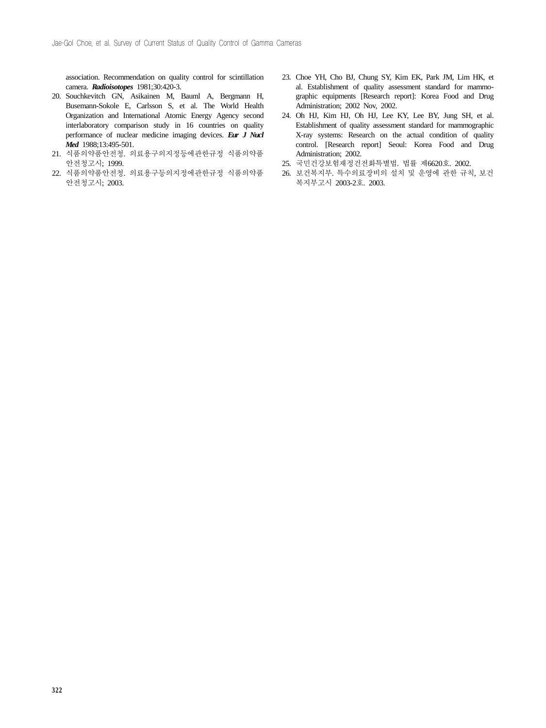association. Recommendation on quality control for scintillation camera. ***Radioisotopes*** 1981;30:420-3.

20. Souchkevitch GN, Asikainen M, Bauml A, Bergmann H, Busemann-Sokole E, Carlsson S, et al. The World Health Organization and International Atomic Energy Agency second interlaboratory comparison study in 16 countries on quality performance of nuclear medicine imaging devices. ***Eur J Nucl Med*** 1988;13:495-501.
21. 식품의약품안전청. 의료용구의지정등에관한규정 식품의약품안전청고시; 1999.
22. 식품의약품안전청. 의료용구등의지정에관한규정 식품의약품안전청고시; 2003.
23. Choe YH, Cho BJ, Chung SY, Kim EK, Park JM, Lim HK, et al. Establishment of quality assessment standard for mammographic equipments [Research report]: Korea Food and Drug Administration; 2002 Nov, 2002.
24. Oh HJ, Kim HJ, Oh HJ, Lee KY, Lee BY, Jung SH, et al. Establishment of quality assessment standard for mammographic X-ray systems: Research on the actual condition of quality control. [Research report] Seoul: Korea Food and Drug Administration; 2002.
25. 국민건강보험재정건전화특별법. 법률 제6620호. 2002.
26. 보건복지부. 특수의료장비의 설치 및 운영에 관한 규칙, 보건복지부고시 2003-2호. 2003.